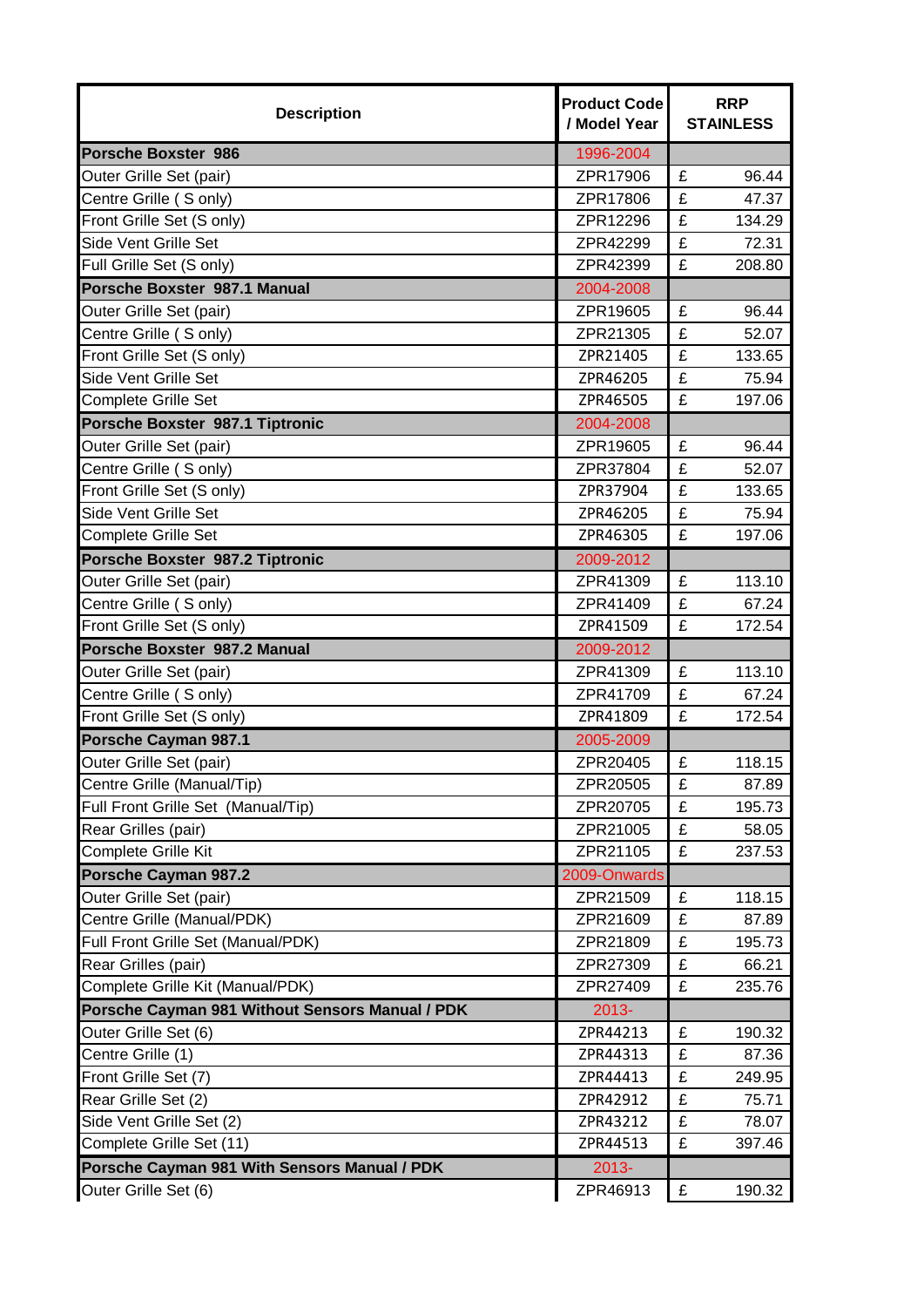| Description | Product Code / Model Year | RRP STAINLESS |
|---|---|---|
| **Porsche Boxster 986** | 1996-2004 | |
| Outer Grille Set (pair) | ZPR17906 | £ 96.44 |
| Centre Grille ( S only) | ZPR17806 | £ 47.37 |
| Front Grille Set (S only) | ZPR12296 | £ 134.29 |
| Side Vent Grille Set | ZPR42299 | £ 72.31 |
| Full Grille Set (S only) | ZPR42399 | £ 208.80 |
| **Porsche Boxster 987.1 Manual** | 2004-2008 | |
| Outer Grille Set (pair) | ZPR19605 | £ 96.44 |
| Centre Grille ( S only) | ZPR21305 | £ 52.07 |
| Front Grille Set (S only) | ZPR21405 | £ 133.65 |
| Side Vent Grille Set | ZPR46205 | £ 75.94 |
| Complete Grille Set | ZPR46505 | £ 197.06 |
| **Porsche Boxster 987.1 Tiptronic** | 2004-2008 | |
| Outer Grille Set (pair) | ZPR19605 | £ 96.44 |
| Centre Grille ( S only) | ZPR37804 | £ 52.07 |
| Front Grille Set (S only) | ZPR37904 | £ 133.65 |
| Side Vent Grille Set | ZPR46205 | £ 75.94 |
| Complete Grille Set | ZPR46305 | £ 197.06 |
| **Porsche Boxster 987.2 Tiptronic** | 2009-2012 | |
| Outer Grille Set (pair) | ZPR41309 | £ 113.10 |
| Centre Grille ( S only) | ZPR41409 | £ 67.24 |
| Front Grille Set (S only) | ZPR41509 | £ 172.54 |
| **Porsche Boxster 987.2 Manual** | 2009-2012 | |
| Outer Grille Set (pair) | ZPR41309 | £ 113.10 |
| Centre Grille ( S only) | ZPR41709 | £ 67.24 |
| Front Grille Set (S only) | ZPR41809 | £ 172.54 |
| **Porsche Cayman 987.1** | 2005-2009 | |
| Outer Grille Set (pair) | ZPR20405 | £ 118.15 |
| Centre Grille (Manual/Tip) | ZPR20505 | £ 87.89 |
| Full Front Grille Set (Manual/Tip) | ZPR20705 | £ 195.73 |
| Rear Grilles (pair) | ZPR21005 | £ 58.05 |
| Complete Grille Kit | ZPR21105 | £ 237.53 |
| **Porsche Cayman 987.2** | 2009-Onwards | |
| Outer Grille Set (pair) | ZPR21509 | £ 118.15 |
| Centre Grille (Manual/PDK) | ZPR21609 | £ 87.89 |
| Full Front Grille Set (Manual/PDK) | ZPR21809 | £ 195.73 |
| Rear Grilles (pair) | ZPR27309 | £ 66.21 |
| Complete Grille Kit (Manual/PDK) | ZPR27409 | £ 235.76 |
| **Porsche Cayman 981 Without Sensors Manual / PDK** | 2013- | |
| Outer Grille Set (6) | ZPR44213 | £ 190.32 |
| Centre Grille (1) | ZPR44313 | £ 87.36 |
| Front Grille Set (7) | ZPR44413 | £ 249.95 |
| Rear Grille Set (2) | ZPR42912 | £ 75.71 |
| Side Vent Grille Set (2) | ZPR43212 | £ 78.07 |
| Complete Grille Set (11) | ZPR44513 | £ 397.46 |
| **Porsche Cayman 981 With Sensors Manual / PDK** | 2013- | |
| Outer Grille Set (6) | ZPR46913 | £ 190.32 |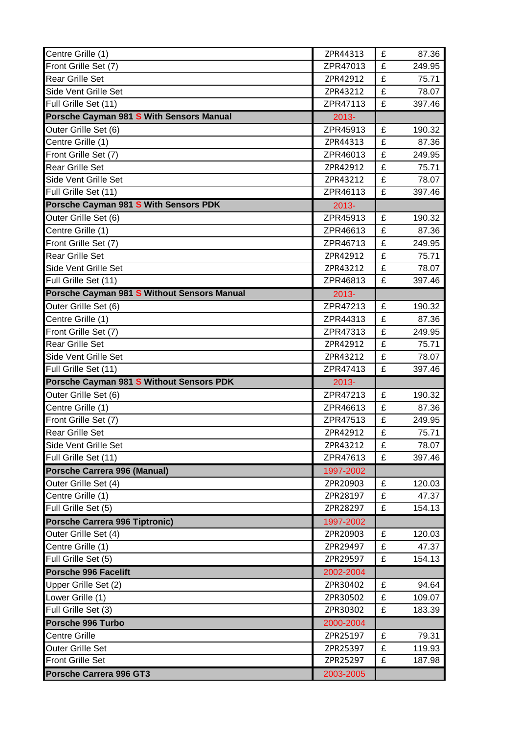| | | | |
|---|---|---|---|
| Centre Grille (1) | ZPR44313 | £ | 87.36 |
| Front Grille Set (7) | ZPR47013 | £ | 249.95 |
| Rear Grille Set | ZPR42912 | £ | 75.71 |
| Side Vent Grille Set | ZPR43212 | £ | 78.07 |
| Full Grille Set (11) | ZPR47113 | £ | 397.46 |
| **Porsche Cayman 981 S With Sensors Manual** | 2013- | | |
| Outer Grille Set (6) | ZPR45913 | £ | 190.32 |
| Centre Grille (1) | ZPR44313 | £ | 87.36 |
| Front Grille Set (7) | ZPR46013 | £ | 249.95 |
| Rear Grille Set | ZPR42912 | £ | 75.71 |
| Side Vent Grille Set | ZPR43212 | £ | 78.07 |
| Full Grille Set (11) | ZPR46113 | £ | 397.46 |
| **Porsche Cayman 981 S With Sensors PDK** | 2013- | | |
| Outer Grille Set (6) | ZPR45913 | £ | 190.32 |
| Centre Grille (1) | ZPR46613 | £ | 87.36 |
| Front Grille Set (7) | ZPR46713 | £ | 249.95 |
| Rear Grille Set | ZPR42912 | £ | 75.71 |
| Side Vent Grille Set | ZPR43212 | £ | 78.07 |
| Full Grille Set (11) | ZPR46813 | £ | 397.46 |
| **Porsche Cayman 981 S Without Sensors Manual** | 2013- | | |
| Outer Grille Set (6) | ZPR47213 | £ | 190.32 |
| Centre Grille (1) | ZPR44313 | £ | 87.36 |
| Front Grille Set (7) | ZPR47313 | £ | 249.95 |
| Rear Grille Set | ZPR42912 | £ | 75.71 |
| Side Vent Grille Set | ZPR43212 | £ | 78.07 |
| Full Grille Set (11) | ZPR47413 | £ | 397.46 |
| **Porsche Cayman 981 S Without Sensors PDK** | 2013- | | |
| Outer Grille Set (6) | ZPR47213 | £ | 190.32 |
| Centre Grille (1) | ZPR46613 | £ | 87.36 |
| Front Grille Set (7) | ZPR47513 | £ | 249.95 |
| Rear Grille Set | ZPR42912 | £ | 75.71 |
| Side Vent Grille Set | ZPR43212 | £ | 78.07 |
| Full Grille Set (11) | ZPR47613 | £ | 397.46 |
| **Porsche Carrera 996 (Manual)** | 1997-2002 | | |
| Outer Grille Set (4) | ZPR20903 | £ | 120.03 |
| Centre Grille (1) | ZPR28197 | £ | 47.37 |
| Full Grille Set (5) | ZPR28297 | £ | 154.13 |
| **Porsche Carrera 996 Tiptronic)** | 1997-2002 | | |
| Outer Grille Set (4) | ZPR20903 | £ | 120.03 |
| Centre Grille (1) | ZPR29497 | £ | 47.37 |
| Full Grille Set (5) | ZPR29597 | £ | 154.13 |
| **Porsche 996 Facelift** | 2002-2004 | | |
| Upper Grille Set (2) | ZPR30402 | £ | 94.64 |
| Lower Grille (1) | ZPR30502 | £ | 109.07 |
| Full Grille Set (3) | ZPR30302 | £ | 183.39 |
| **Porsche 996 Turbo** | 2000-2004 | | |
| Centre Grille | ZPR25197 | £ | 79.31 |
| Outer Grille Set | ZPR25397 | £ | 119.93 |
| Front Grille Set | ZPR25297 | £ | 187.98 |
| **Porsche Carrera 996 GT3** | 2003-2005 | | |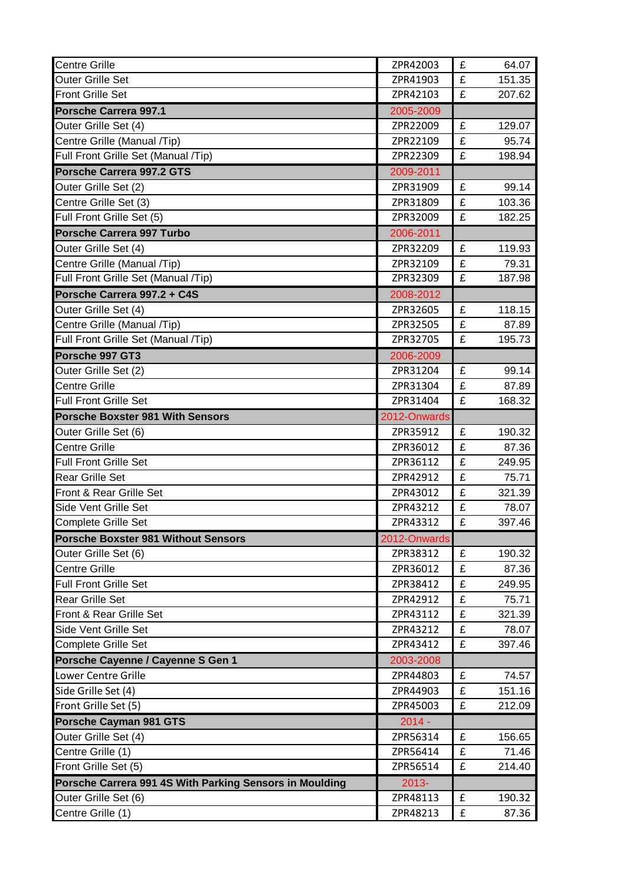| | | | |
|---|---|---|---|
| Centre Grille | ZPR42003 | £ | 64.07 |
| Outer Grille Set | ZPR41903 | £ | 151.35 |
| Front Grille Set | ZPR42103 | £ | 207.62 |
| **Porsche Carrera 997.1** | 2005-2009 | | |
| Outer Grille Set (4) | ZPR22009 | £ | 129.07 |
| Centre Grille (Manual /Tip) | ZPR22109 | £ | 95.74 |
| Full Front Grille Set (Manual /Tip) | ZPR22309 | £ | 198.94 |
| **Porsche Carrera 997.2 GTS** | 2009-2011 | | |
| Outer Grille Set (2) | ZPR31909 | £ | 99.14 |
| Centre Grille Set (3) | ZPR31809 | £ | 103.36 |
| Full Front Grille Set (5) | ZPR32009 | £ | 182.25 |
| **Porsche Carrera 997 Turbo** | 2006-2011 | | |
| Outer Grille Set (4) | ZPR32209 | £ | 119.93 |
| Centre Grille (Manual /Tip) | ZPR32109 | £ | 79.31 |
| Full Front Grille Set (Manual /Tip) | ZPR32309 | £ | 187.98 |
| **Porsche Carrera 997.2 + C4S** | 2008-2012 | | |
| Outer Grille Set (4) | ZPR32605 | £ | 118.15 |
| Centre Grille (Manual /Tip) | ZPR32505 | £ | 87.89 |
| Full Front Grille Set (Manual /Tip) | ZPR32705 | £ | 195.73 |
| **Porsche 997 GT3** | 2006-2009 | | |
| Outer Grille Set (2) | ZPR31204 | £ | 99.14 |
| Centre Grille | ZPR31304 | £ | 87.89 |
| Full Front Grille Set | ZPR31404 | £ | 168.32 |
| **Porsche Boxster 981 With Sensors** | 2012-Onwards | | |
| Outer Grille Set (6) | ZPR35912 | £ | 190.32 |
| Centre Grille | ZPR36012 | £ | 87.36 |
| Full Front Grille Set | ZPR36112 | £ | 249.95 |
| Rear Grille Set | ZPR42912 | £ | 75.71 |
| Front & Rear Grille Set | ZPR43012 | £ | 321.39 |
| Side Vent Grille Set | ZPR43212 | £ | 78.07 |
| Complete Grille Set | ZPR43312 | £ | 397.46 |
| **Porsche Boxster 981 Without Sensors** | 2012-Onwards | | |
| Outer Grille Set (6) | ZPR38312 | £ | 190.32 |
| Centre Grille | ZPR36012 | £ | 87.36 |
| Full Front Grille Set | ZPR38412 | £ | 249.95 |
| Rear Grille Set | ZPR42912 | £ | 75.71 |
| Front & Rear Grille Set | ZPR43112 | £ | 321.39 |
| Side Vent Grille Set | ZPR43212 | £ | 78.07 |
| Complete Grille Set | ZPR43412 | £ | 397.46 |
| **Porsche Cayenne / Cayenne S Gen 1** | 2003-2008 | | |
| Lower Centre Grille | ZPR44803 | £ | 74.57 |
| Side Grille Set (4) | ZPR44903 | £ | 151.16 |
| Front Grille Set (5) | ZPR45003 | £ | 212.09 |
| **Porsche Cayman 981 GTS** | 2014 - | | |
| Outer Grille Set (4) | ZPR56314 | £ | 156.65 |
| Centre Grille (1) | ZPR56414 | £ | 71.46 |
| Front Grille Set (5) | ZPR56514 | £ | 214.40 |
| **Porsche Carrera 991 4S With Parking Sensors in Moulding** | 2013- | | |
| Outer Grille Set (6) | ZPR48113 | £ | 190.32 |
| Centre Grille (1) | ZPR48213 | £ | 87.36 |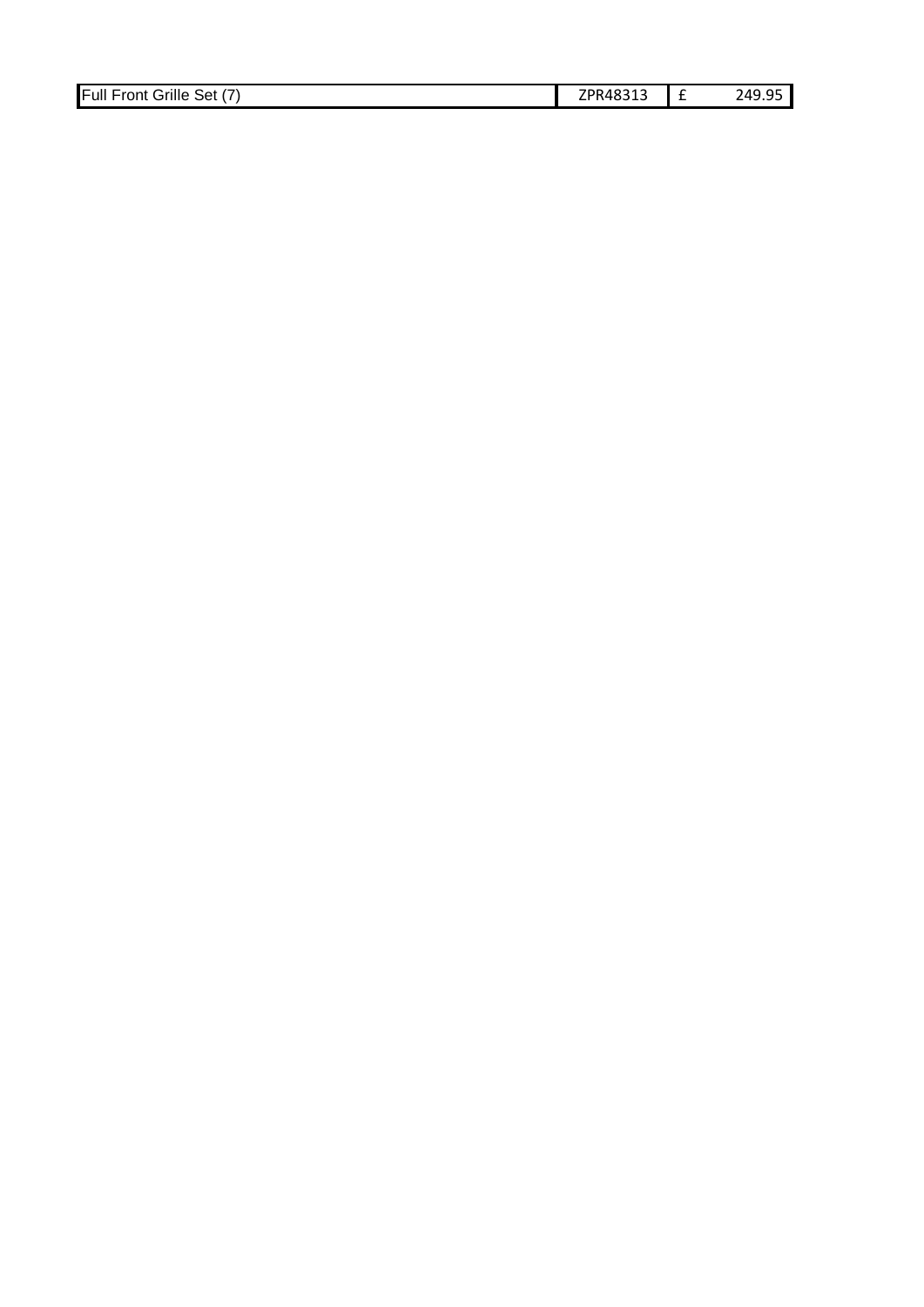| Full Front Grille Set (7) | ZPR48313 | £ | 249.95 |
|---|---|---|---|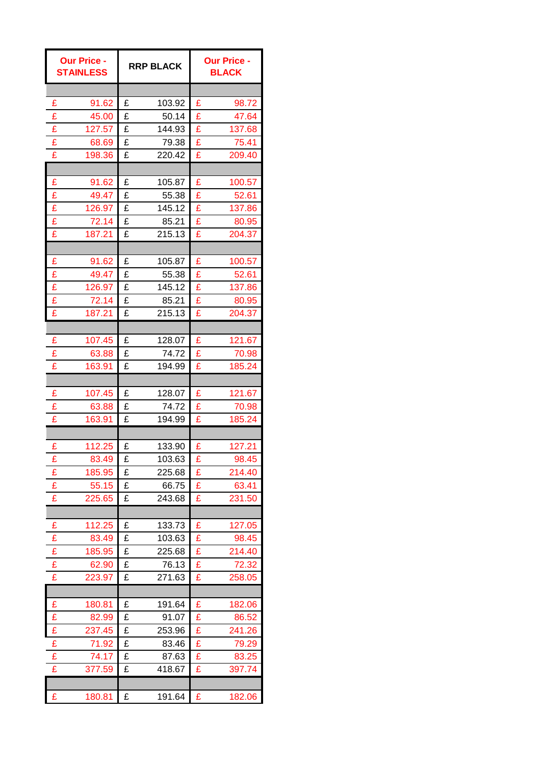| Our Price - STAINLESS | RRP BLACK | Our Price - BLACK |
|---|---|---|
| | | |
| £ 91.62 | £ 103.92 | £ 98.72 |
| £ 45.00 | £ 50.14 | £ 47.64 |
| £ 127.57 | £ 144.93 | £ 137.68 |
| £ 68.69 | £ 79.38 | £ 75.41 |
| £ 198.36 | £ 220.42 | £ 209.40 |
| | | |
| £ 91.62 | £ 105.87 | £ 100.57 |
| £ 49.47 | £ 55.38 | £ 52.61 |
| £ 126.97 | £ 145.12 | £ 137.86 |
| £ 72.14 | £ 85.21 | £ 80.95 |
| £ 187.21 | £ 215.13 | £ 204.37 |
| | | |
| £ 91.62 | £ 105.87 | £ 100.57 |
| £ 49.47 | £ 55.38 | £ 52.61 |
| £ 126.97 | £ 145.12 | £ 137.86 |
| £ 72.14 | £ 85.21 | £ 80.95 |
| £ 187.21 | £ 215.13 | £ 204.37 |
| | | |
| £ 107.45 | £ 128.07 | £ 121.67 |
| £ 63.88 | £ 74.72 | £ 70.98 |
| £ 163.91 | £ 194.99 | £ 185.24 |
| | | |
| £ 107.45 | £ 128.07 | £ 121.67 |
| £ 63.88 | £ 74.72 | £ 70.98 |
| £ 163.91 | £ 194.99 | £ 185.24 |
| | | |
| £ 112.25 | £ 133.90 | £ 127.21 |
| £ 83.49 | £ 103.63 | £ 98.45 |
| £ 185.95 | £ 225.68 | £ 214.40 |
| £ 55.15 | £ 66.75 | £ 63.41 |
| £ 225.65 | £ 243.68 | £ 231.50 |
| | | |
| £ 112.25 | £ 133.73 | £ 127.05 |
| £ 83.49 | £ 103.63 | £ 98.45 |
| £ 185.95 | £ 225.68 | £ 214.40 |
| £ 62.90 | £ 76.13 | £ 72.32 |
| £ 223.97 | £ 271.63 | £ 258.05 |
| | | |
| £ 180.81 | £ 191.64 | £ 182.06 |
| £ 82.99 | £ 91.07 | £ 86.52 |
| £ 237.45 | £ 253.96 | £ 241.26 |
| £ 71.92 | £ 83.46 | £ 79.29 |
| £ 74.17 | £ 87.63 | £ 83.25 |
| £ 377.59 | £ 418.67 | £ 397.74 |
| | | |
| £ 180.81 | £ 191.64 | £ 182.06 |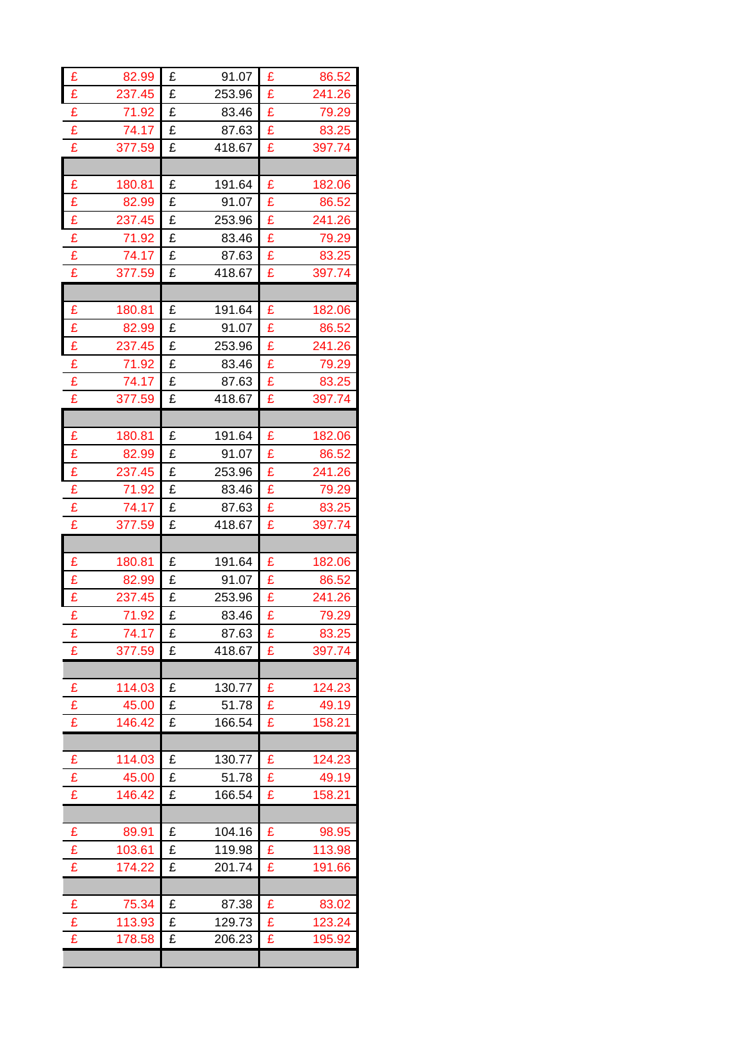| | | |
|---|---|---|
| £ 82.99 | £ 91.07 | £ 86.52 |
| £ 237.45 | £ 253.96 | £ 241.26 |
| £ 71.92 | £ 83.46 | £ 79.29 |
| £ 74.17 | £ 87.63 | £ 83.25 |
| £ 377.59 | £ 418.67 | £ 397.74 |
| | | |
| £ 180.81 | £ 191.64 | £ 182.06 |
| £ 82.99 | £ 91.07 | £ 86.52 |
| £ 237.45 | £ 253.96 | £ 241.26 |
| £ 71.92 | £ 83.46 | £ 79.29 |
| £ 74.17 | £ 87.63 | £ 83.25 |
| £ 377.59 | £ 418.67 | £ 397.74 |
| | | |
| £ 180.81 | £ 191.64 | £ 182.06 |
| £ 82.99 | £ 91.07 | £ 86.52 |
| £ 237.45 | £ 253.96 | £ 241.26 |
| £ 71.92 | £ 83.46 | £ 79.29 |
| £ 74.17 | £ 87.63 | £ 83.25 |
| £ 377.59 | £ 418.67 | £ 397.74 |
| | | |
| £ 180.81 | £ 191.64 | £ 182.06 |
| £ 82.99 | £ 91.07 | £ 86.52 |
| £ 237.45 | £ 253.96 | £ 241.26 |
| £ 71.92 | £ 83.46 | £ 79.29 |
| £ 74.17 | £ 87.63 | £ 83.25 |
| £ 377.59 | £ 418.67 | £ 397.74 |
| | | |
| £ 180.81 | £ 191.64 | £ 182.06 |
| £ 82.99 | £ 91.07 | £ 86.52 |
| £ 237.45 | £ 253.96 | £ 241.26 |
| £ 71.92 | £ 83.46 | £ 79.29 |
| £ 74.17 | £ 87.63 | £ 83.25 |
| £ 377.59 | £ 418.67 | £ 397.74 |
| | | |
| £ 114.03 | £ 130.77 | £ 124.23 |
| £ 45.00 | £ 51.78 | £ 49.19 |
| £ 146.42 | £ 166.54 | £ 158.21 |
| | | |
| £ 114.03 | £ 130.77 | £ 124.23 |
| £ 45.00 | £ 51.78 | £ 49.19 |
| £ 146.42 | £ 166.54 | £ 158.21 |
| | | |
| £ 89.91 | £ 104.16 | £ 98.95 |
| £ 103.61 | £ 119.98 | £ 113.98 |
| £ 174.22 | £ 201.74 | £ 191.66 |
| | | |
| £ 75.34 | £ 87.38 | £ 83.02 |
| £ 113.93 | £ 129.73 | £ 123.24 |
| £ 178.58 | £ 206.23 | £ 195.92 |
| | | |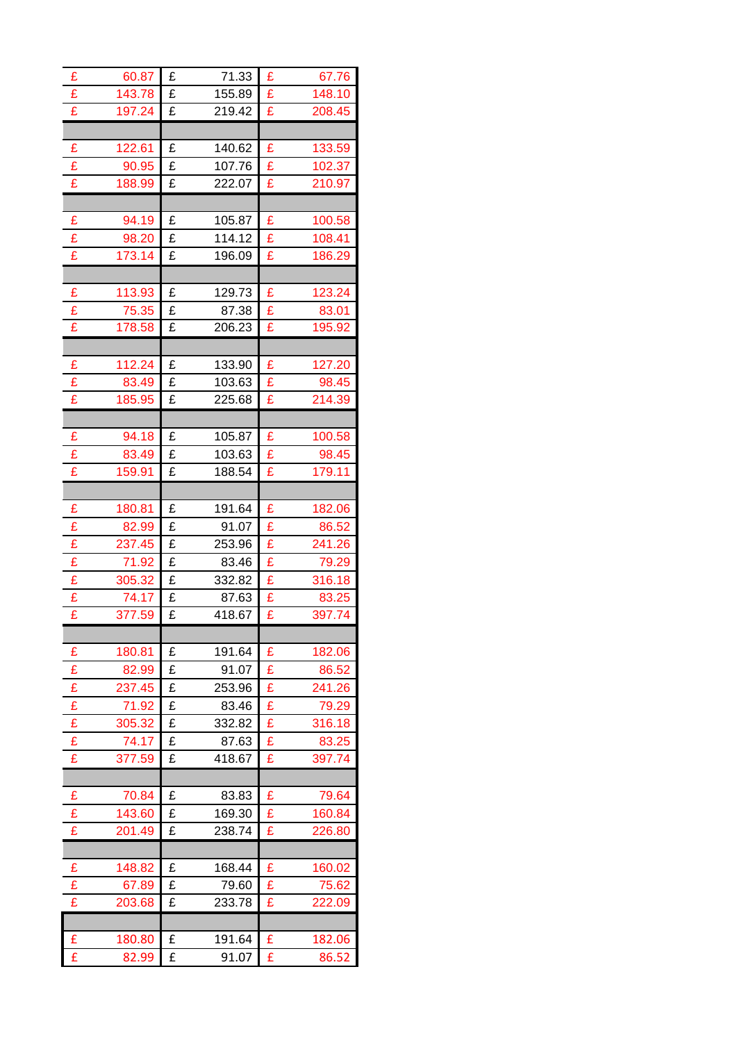| | | |
|---|---|---|
| £ 60.87 | £ 71.33 | £ 67.76 |
| £ 143.78 | £ 155.89 | £ 148.10 |
| £ 197.24 | £ 219.42 | £ 208.45 |
| | | |
| £ 122.61 | £ 140.62 | £ 133.59 |
| £ 90.95 | £ 107.76 | £ 102.37 |
| £ 188.99 | £ 222.07 | £ 210.97 |
| | | |
| £ 94.19 | £ 105.87 | £ 100.58 |
| £ 98.20 | £ 114.12 | £ 108.41 |
| £ 173.14 | £ 196.09 | £ 186.29 |
| | | |
| £ 113.93 | £ 129.73 | £ 123.24 |
| £ 75.35 | £ 87.38 | £ 83.01 |
| £ 178.58 | £ 206.23 | £ 195.92 |
| | | |
| £ 112.24 | £ 133.90 | £ 127.20 |
| £ 83.49 | £ 103.63 | £ 98.45 |
| £ 185.95 | £ 225.68 | £ 214.39 |
| | | |
| £ 94.18 | £ 105.87 | £ 100.58 |
| £ 83.49 | £ 103.63 | £ 98.45 |
| £ 159.91 | £ 188.54 | £ 179.11 |
| | | |
| £ 180.81 | £ 191.64 | £ 182.06 |
| £ 82.99 | £ 91.07 | £ 86.52 |
| £ 237.45 | £ 253.96 | £ 241.26 |
| £ 71.92 | £ 83.46 | £ 79.29 |
| £ 305.32 | £ 332.82 | £ 316.18 |
| £ 74.17 | £ 87.63 | £ 83.25 |
| £ 377.59 | £ 418.67 | £ 397.74 |
| | | |
| £ 180.81 | £ 191.64 | £ 182.06 |
| £ 82.99 | £ 91.07 | £ 86.52 |
| £ 237.45 | £ 253.96 | £ 241.26 |
| £ 71.92 | £ 83.46 | £ 79.29 |
| £ 305.32 | £ 332.82 | £ 316.18 |
| £ 74.17 | £ 87.63 | £ 83.25 |
| £ 377.59 | £ 418.67 | £ 397.74 |
| | | |
| £ 70.84 | £ 83.83 | £ 79.64 |
| £ 143.60 | £ 169.30 | £ 160.84 |
| £ 201.49 | £ 238.74 | £ 226.80 |
| | | |
| £ 148.82 | £ 168.44 | £ 160.02 |
| £ 67.89 | £ 79.60 | £ 75.62 |
| £ 203.68 | £ 233.78 | £ 222.09 |
| | | |
| £ 180.80 | £ 191.64 | £ 182.06 |
| £ 82.99 | £ 91.07 | £ 86.52 |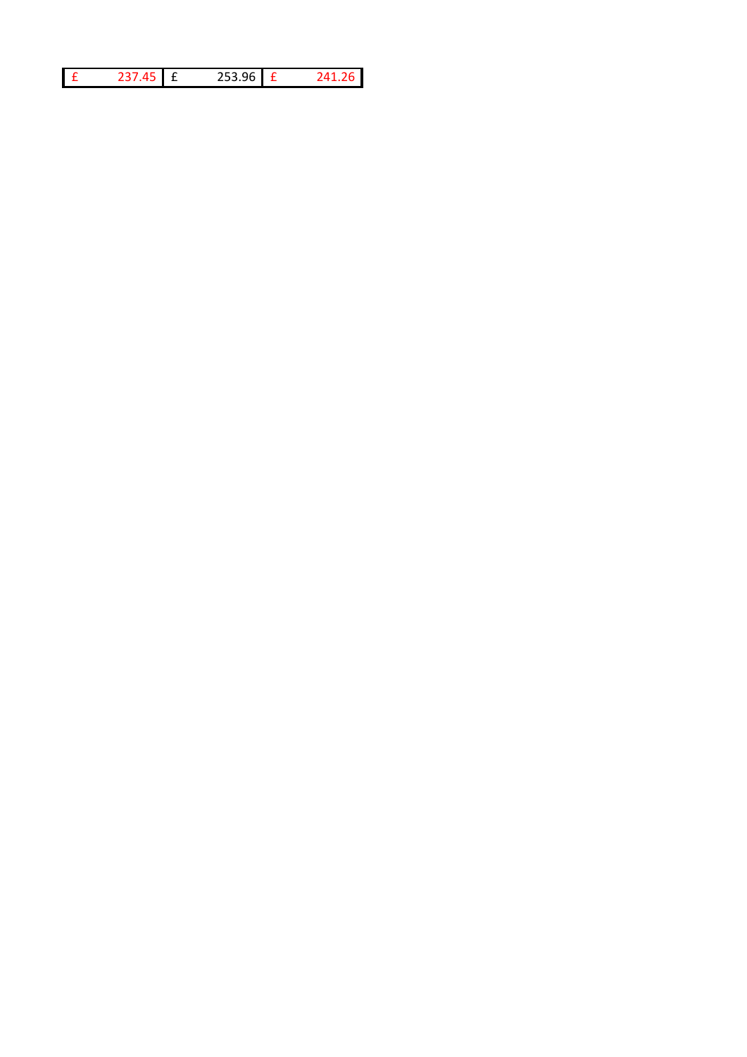| | | |
|---|---|---|
| £ 237.45 | £ 253.96 | £ 241.26 |